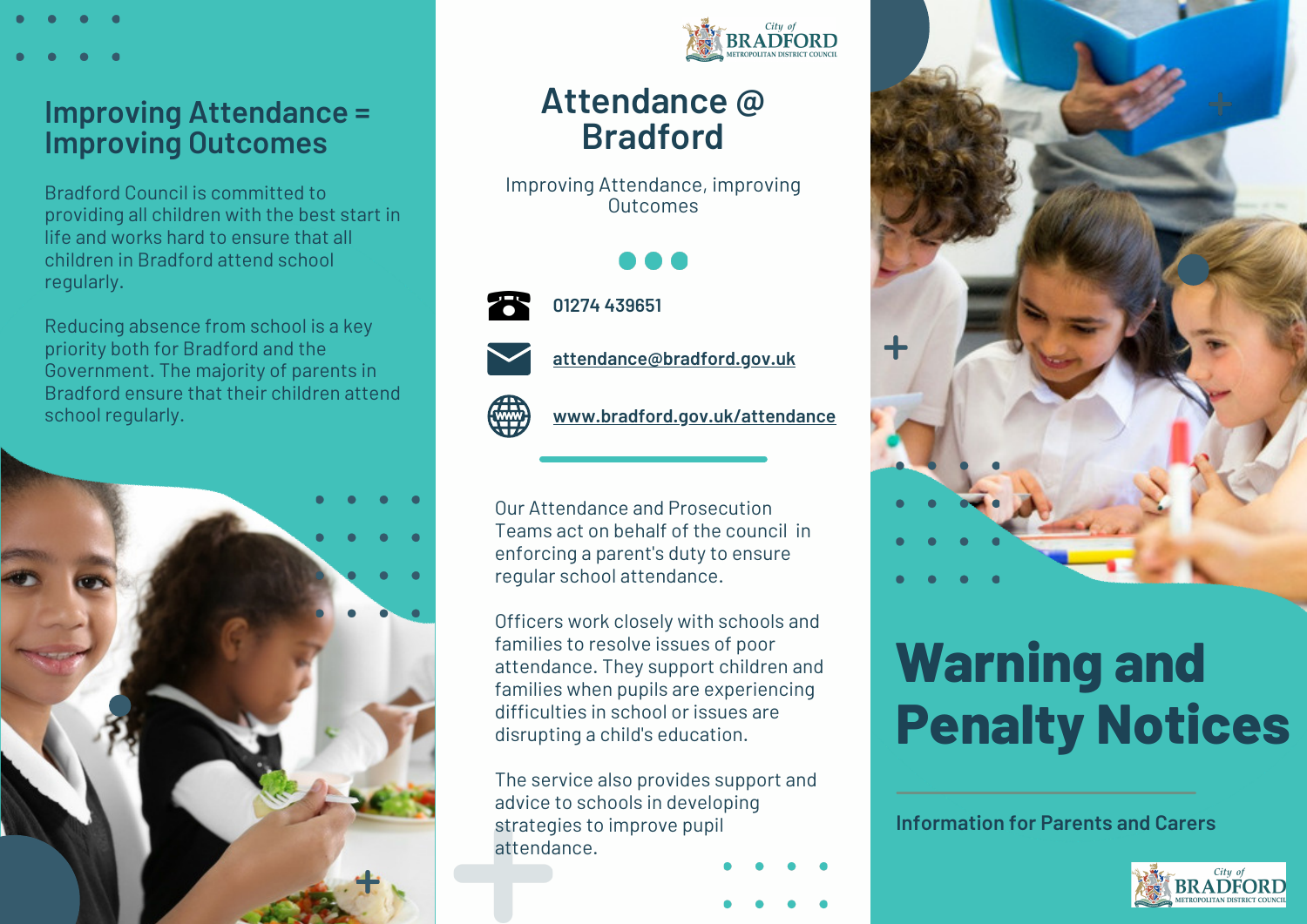## Improving Attendance = Improving Outcomes

Bradford Council is committed to providing all children with the best start in life and works hard to ensure that all children in Bradford attend school regularly.

Reducing absence from school is a key priority both for Bradford and the Government. The majority of parents in Bradford ensure that their children attend school regularly.

City of BRADFORD METROPOLITAN DISTRICT COUNCIL

# Attendance @ Bradford

Improving Attendance, improving Outcomes

01274 439651

attendance@bradford.gov.uk

www.bradford.gov.uk/attendance

Our Attendance and Prosecution Teams act on behalf of the council in enforcing a parent's duty to ensure regular school attendance.

Officers work closely with schools and families to resolve issues of poor attendance. They support children and families when pupils are experiencing difficulties in school or issues are disrupting a child's education.

The service also provides support and advice to schools in developing strategies to improve pupil attendance.

# Warning and Penalty Notices

**Information for Parents and Carers**

City of BRADFORD METROPOLITAN DISTRICT COUNCIL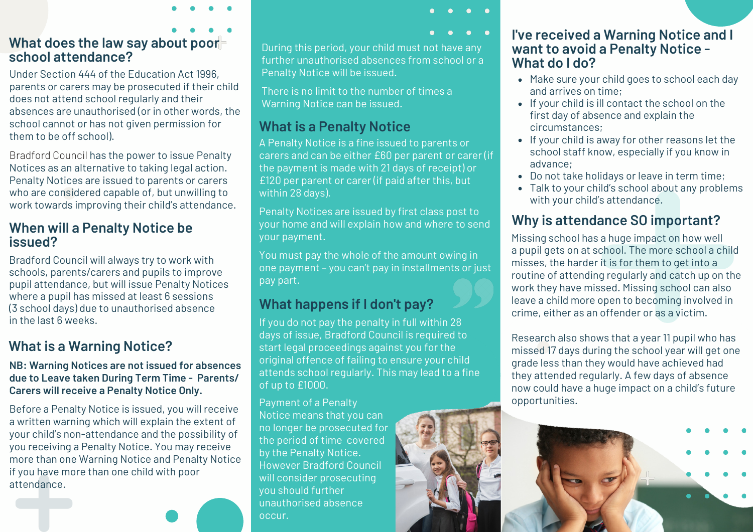## What does the law say about poor school attendance?

Under Section 444 of the Education Act 1996, parents or carers may be prosecuted if their child does not attend school regularly and their absences are unauthorised (or in other words, the school cannot or has not given permission for them to be off school).

Bradford Council has the power to issue Penalty Notices as an alternative to taking legal action. Penalty Notices are issued to parents or carers who are considered capable of, but unwilling to work towards improving their child's attendance.

## When will a Penalty Notice be issued?

Bradford Council will always try to work with schools, parents/carers and pupils to improve pupil attendance, but will issue Penalty Notices where a pupil has missed at least 6 sessions (3 school days) due to unauthorised absence in the last 6 weeks.

## What is a Warning Notice?

**NB: Warning Notices are not issued for absences due to Leave taken During Term Time - Parents/ Carers will receive a Penalty Notice Only.**

Before a Penalty Notice is issued, you will receive a written warning which will explain the extent of your child's non-attendance and the possibility of you receiving a Penalty Notice. You may receive more than one Warning Notice and Penalty Notice if you have more than one child with poor attendance.

During this period, your child must not have any further unauthorised absences from school or a Penalty Notice will be issued.

There is no limit to the number of times a Warning Notice can be issued.

## What is a Penalty Notice

A Penalty Notice is a fine issued to parents or carers and can be either £60 per parent or carer (if the payment is made with 21 days of receipt) or £120 per parent or carer (if paid after this, but within 28 days).

Penalty Notices are issued by first class post to your home and will explain how and where to send your payment.

You must pay the whole of the amount owing in one payment - you can't pay in installments or just pay part.

## What happens if I don't pay?

If you do not pay the penalty in full within 28 days of issue, Bradford Council is required to start legal proceedings against you for the original offence of failing to ensure your child attends school regularly. This may lead to a fine of up to £1000.

Payment of a Penalty Notice means that you can no longer be prosecuted for the period of time covered by the Penalty Notice. However Bradford Council will consider prosecuting you should further unauthorised absence occur.

## I've received a Warning Notice and I want to avoid a Penalty Notice - What do I do?

- Make sure your child goes to school each day and arrives on time;
- If your child is ill contact the school on the first day of absence and explain the circumstances;
- If your child is away for other reasons let the school staff know, especially if you know in advance;
- Do not take holidays or leave in term time;
- Talk to your child's school about any problems with your child's attendance.

## Why is attendance SO important?

Missing school has a huge impact on how well a pupil gets on at school. The more school a child misses, the harder it is for them to get into a routine of attending regularly and catch up on the work they have missed. Missing school can also leave a child more open to becoming involved in crime, either as an offender or as a victim.

Research also shows that a year 11 pupil who has missed 17 days during the school year will get one grade less than they would have achieved had they attended regularly. A few days of absence now could have a huge impact on a child's future opportunities.